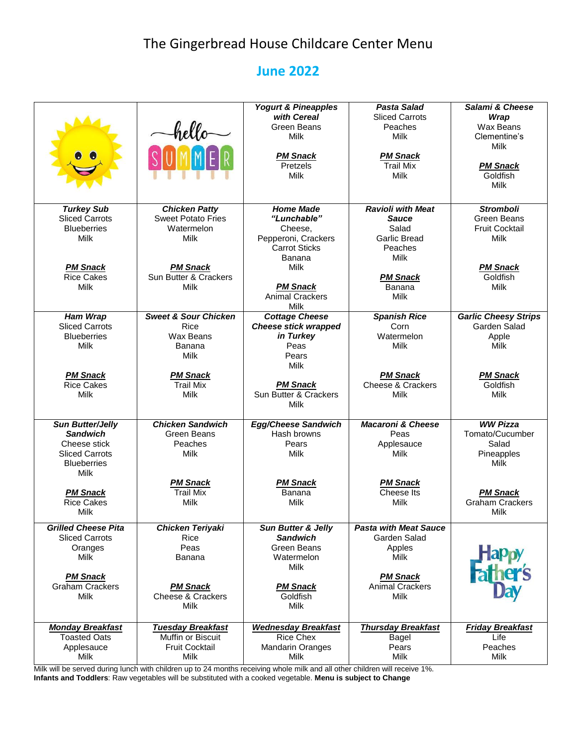# The Gingerbread House Childcare Center Menu

## June 2022

| | | | | |
|---|---|---|---|---|
| | hello SUMMER | ***Yogurt & Pineapples with Cereal***<br>Green Beans<br>Milk<br><br>***PM Snack***<br>Pretzels<br>Milk | ***Pasta Salad***<br>Sliced Carrots<br>Peaches<br>Milk<br><br>***PM Snack***<br>Trail Mix<br>Milk | ***Salami & Cheese Wrap***<br>Wax Beans<br>Clementine's<br>Milk<br><br>***PM Snack***<br>Goldfish<br>Milk |
| ***Turkey Sub***<br>Sliced Carrots<br>Blueberries<br>Milk<br><br>***PM Snack***<br>Rice Cakes<br>Milk | ***Chicken Patty***<br>Sweet Potato Fries<br>Watermelon<br>Milk<br><br>***PM Snack***<br>Sun Butter & Crackers<br>Milk | ***Home Made "Lunchable"***<br>Cheese,<br>Pepperoni, Crackers<br>Carrot Sticks<br>Banana<br>Milk<br><br>***PM Snack***<br>Animal Crackers<br>Milk | ***Ravioli with Meat Sauce***<br>Salad<br>Garlic Bread<br>Peaches<br>Milk<br><br>***PM Snack***<br>Banana<br>Milk | ***Stromboli***<br>Green Beans<br>Fruit Cocktail<br>Milk<br><br>***PM Snack***<br>Goldfish<br>Milk |
| ***Ham Wrap***<br>Sliced Carrots<br>Blueberries<br>Milk<br><br>***PM Snack***<br>Rice Cakes<br>Milk | ***Sweet & Sour Chicken***<br>Rice<br>Wax Beans<br>Banana<br>Milk<br><br>***PM Snack***<br>Trail Mix<br>Milk | ***Cottage Cheese Cheese stick wrapped in Turkey***<br>Peas<br>Pears<br>Milk<br><br>***PM Snack***<br>Sun Butter & Crackers<br>Milk | ***Spanish Rice***<br>Corn<br>Watermelon<br>Milk<br><br>***PM Snack***<br>Cheese & Crackers<br>Milk | ***Garlic Cheesy Strips***<br>Garden Salad<br>Apple<br>Milk<br><br>***PM Snack***<br>Goldfish<br>Milk |
| ***Sun Butter/Jelly Sandwich***<br>Cheese stick<br>Sliced Carrots<br>Blueberries<br>Milk<br><br>***PM Snack***<br>Rice Cakes<br>Milk | ***Chicken Sandwich***<br>Green Beans<br>Peaches<br>Milk<br><br>***PM Snack***<br>Trail Mix<br>Milk | ***Egg/Cheese Sandwich***<br>Hash browns<br>Pears<br>Milk<br><br>***PM Snack***<br>Banana<br>Milk | ***Macaroni & Cheese***<br>Peas<br>Applesauce<br>Milk<br><br>***PM Snack***<br>Cheese Its<br>Milk | ***WW Pizza***<br>Tomato/Cucumber Salad<br>Pineapples<br>Milk<br><br>***PM Snack***<br>Graham Crackers<br>Milk |
| ***Grilled Cheese Pita***<br>Sliced Carrots<br>Oranges<br>Milk<br><br>***PM Snack***<br>Graham Crackers<br>Milk | ***Chicken Teriyaki***<br>Rice<br>Peas<br>Banana<br><br>***PM Snack***<br>Cheese & Crackers<br>Milk | ***Sun Butter & Jelly Sandwich***<br>Green Beans<br>Watermelon<br>Milk<br><br>***PM Snack***<br>Goldfish<br>Milk | ***Pasta with Meat Sauce***<br>Garden Salad<br>Apples<br>Milk<br><br>***PM Snack***<br>Animal Crackers<br>Milk | Happy Father's Day |
| ***Monday Breakfast***<br>Toasted Oats<br>Applesauce<br>Milk | ***Tuesday Breakfast***<br>Muffin or Biscuit<br>Fruit Cocktail<br>Milk | ***Wednesday Breakfast***<br>Rice Chex<br>Mandarin Oranges<br>Milk | ***Thursday Breakfast***<br>Bagel<br>Pears<br>Milk | ***Friday Breakfast***<br>Life<br>Peaches<br>Milk |

Milk will be served during lunch with children up to 24 months receiving whole milk and all other children will receive 1%.
**Infants and Toddlers**: Raw vegetables will be substituted with a cooked vegetable. **Menu is subject to Change**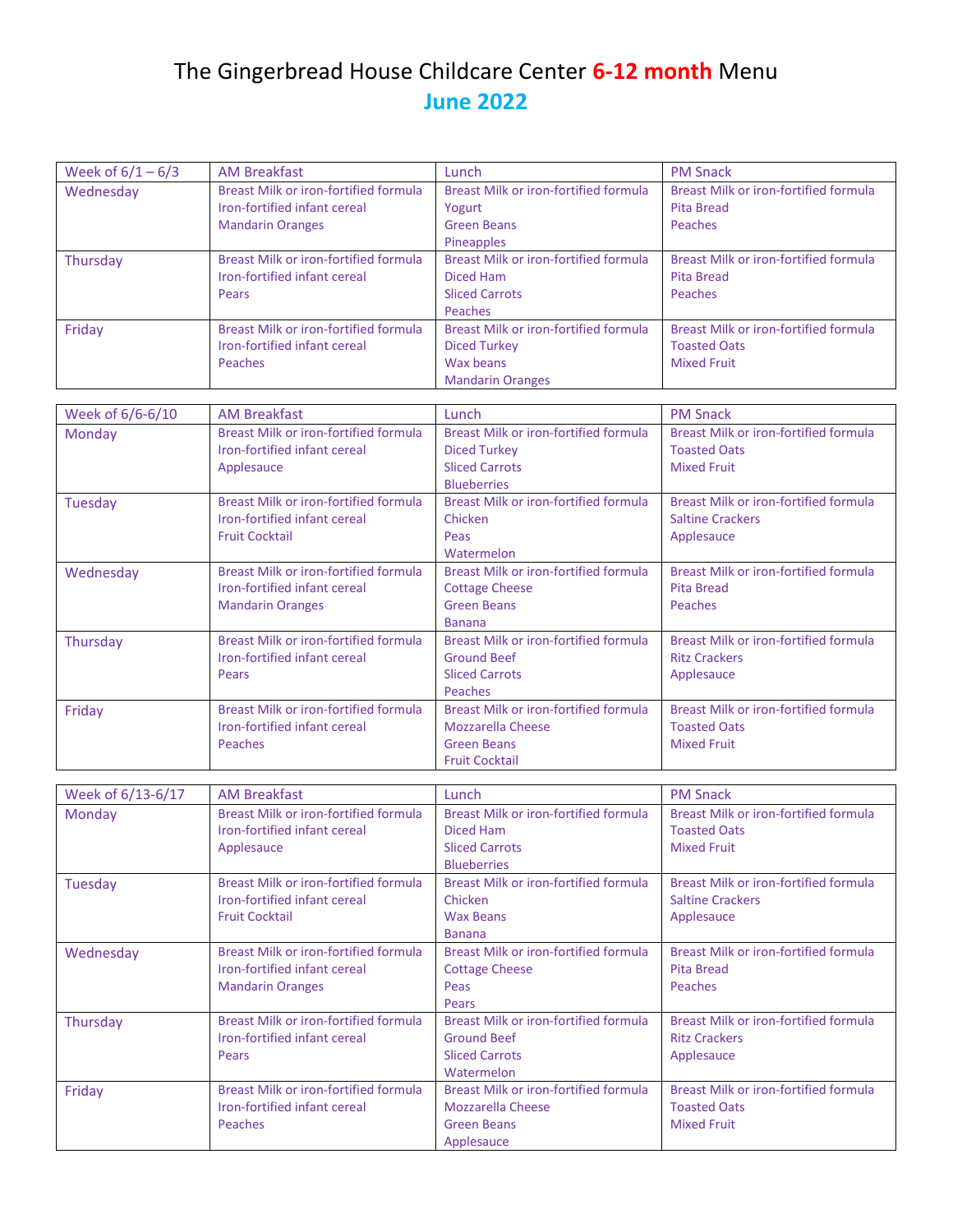# The Gingerbread House Childcare Center 6-12 month Menu

## June 2022

| Week of 6/1 – 6/3 | AM Breakfast | Lunch | PM Snack |
|---|---|---|---|
| Wednesday | Breast Milk or iron-fortified formula<br>Iron-fortified infant cereal<br>Mandarin Oranges | Breast Milk or iron-fortified formula<br>Yogurt<br>Green Beans<br>Pineapples | Breast Milk or iron-fortified formula<br>Pita Bread<br>Peaches |
| Thursday | Breast Milk or iron-fortified formula<br>Iron-fortified infant cereal<br>Pears | Breast Milk or iron-fortified formula<br>Diced Ham<br>Sliced Carrots<br>Peaches | Breast Milk or iron-fortified formula<br>Pita Bread<br>Peaches |
| Friday | Breast Milk or iron-fortified formula<br>Iron-fortified infant cereal<br>Peaches | Breast Milk or iron-fortified formula<br>Diced Turkey<br>Wax beans<br>Mandarin Oranges | Breast Milk or iron-fortified formula<br>Toasted Oats<br>Mixed Fruit |

| Week of 6/6-6/10 | AM Breakfast | Lunch | PM Snack |
|---|---|---|---|
| Monday | Breast Milk or iron-fortified formula<br>Iron-fortified infant cereal<br>Applesauce | Breast Milk or iron-fortified formula<br>Diced Turkey<br>Sliced Carrots<br>Blueberries | Breast Milk or iron-fortified formula<br>Toasted Oats<br>Mixed Fruit |
| Tuesday | Breast Milk or iron-fortified formula<br>Iron-fortified infant cereal<br>Fruit Cocktail | Breast Milk or iron-fortified formula<br>Chicken<br>Peas<br>Watermelon | Breast Milk or iron-fortified formula<br>Saltine Crackers<br>Applesauce |
| Wednesday | Breast Milk or iron-fortified formula<br>Iron-fortified infant cereal<br>Mandarin Oranges | Breast Milk or iron-fortified formula<br>Cottage Cheese<br>Green Beans<br>Banana | Breast Milk or iron-fortified formula<br>Pita Bread<br>Peaches |
| Thursday | Breast Milk or iron-fortified formula<br>Iron-fortified infant cereal<br>Pears | Breast Milk or iron-fortified formula<br>Ground Beef<br>Sliced Carrots<br>Peaches | Breast Milk or iron-fortified formula<br>Ritz Crackers<br>Applesauce |
| Friday | Breast Milk or iron-fortified formula<br>Iron-fortified infant cereal<br>Peaches | Breast Milk or iron-fortified formula<br>Mozzarella Cheese<br>Green Beans<br>Fruit Cocktail | Breast Milk or iron-fortified formula<br>Toasted Oats<br>Mixed Fruit |

| Week of 6/13-6/17 | AM Breakfast | Lunch | PM Snack |
|---|---|---|---|
| Monday | Breast Milk or iron-fortified formula<br>Iron-fortified infant cereal<br>Applesauce | Breast Milk or iron-fortified formula<br>Diced Ham<br>Sliced Carrots<br>Blueberries | Breast Milk or iron-fortified formula<br>Toasted Oats<br>Mixed Fruit |
| Tuesday | Breast Milk or iron-fortified formula<br>Iron-fortified infant cereal<br>Fruit Cocktail | Breast Milk or iron-fortified formula<br>Chicken<br>Wax Beans<br>Banana | Breast Milk or iron-fortified formula<br>Saltine Crackers<br>Applesauce |
| Wednesday | Breast Milk or iron-fortified formula<br>Iron-fortified infant cereal<br>Mandarin Oranges | Breast Milk or iron-fortified formula<br>Cottage Cheese<br>Peas<br>Pears | Breast Milk or iron-fortified formula<br>Pita Bread<br>Peaches |
| Thursday | Breast Milk or iron-fortified formula<br>Iron-fortified infant cereal<br>Pears | Breast Milk or iron-fortified formula<br>Ground Beef<br>Sliced Carrots<br>Watermelon | Breast Milk or iron-fortified formula<br>Ritz Crackers<br>Applesauce |
| Friday | Breast Milk or iron-fortified formula<br>Iron-fortified infant cereal<br>Peaches | Breast Milk or iron-fortified formula<br>Mozzarella Cheese<br>Green Beans<br>Applesauce | Breast Milk or iron-fortified formula<br>Toasted Oats<br>Mixed Fruit |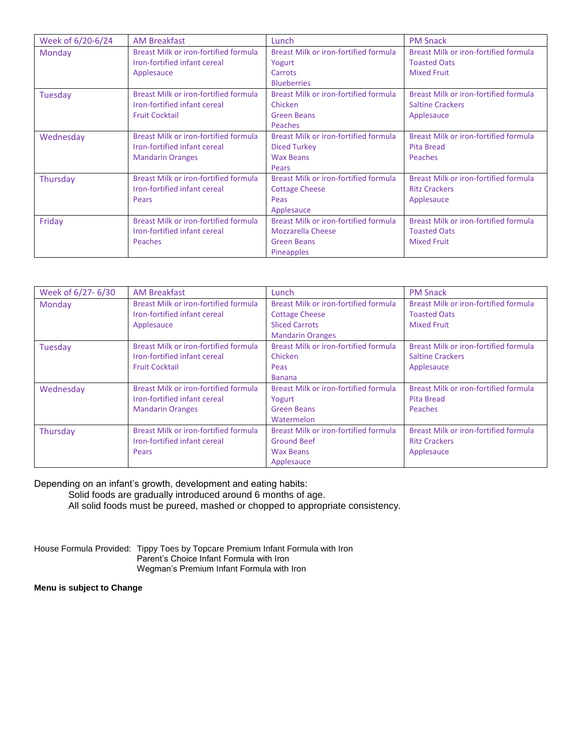| Week of 6/20-6/24 | AM Breakfast | Lunch | PM Snack |
|---|---|---|---|
| Monday | Breast Milk or iron-fortified formula<br>Iron-fortified infant cereal<br>Applesauce | Breast Milk or iron-fortified formula<br>Yogurt<br>Carrots<br>Blueberries | Breast Milk or iron-fortified formula<br>Toasted Oats<br>Mixed Fruit |
| Tuesday | Breast Milk or iron-fortified formula<br>Iron-fortified infant cereal<br>Fruit Cocktail | Breast Milk or iron-fortified formula<br>Chicken<br>Green Beans<br>Peaches | Breast Milk or iron-fortified formula<br>Saltine Crackers<br>Applesauce |
| Wednesday | Breast Milk or iron-fortified formula<br>Iron-fortified infant cereal<br>Mandarin Oranges | Breast Milk or iron-fortified formula<br>Diced Turkey<br>Wax Beans<br>Pears | Breast Milk or iron-fortified formula<br>Pita Bread<br>Peaches |
| Thursday | Breast Milk or iron-fortified formula<br>Iron-fortified infant cereal<br>Pears | Breast Milk or iron-fortified formula<br>Cottage Cheese<br>Peas<br>Applesauce | Breast Milk or iron-fortified formula<br>Ritz Crackers<br>Applesauce |
| Friday | Breast Milk or iron-fortified formula<br>Iron-fortified infant cereal<br>Peaches | Breast Milk or iron-fortified formula<br>Mozzarella Cheese<br>Green Beans<br>Pineapples | Breast Milk or iron-fortified formula<br>Toasted Oats<br>Mixed Fruit |

| Week of 6/27- 6/30 | AM Breakfast | Lunch | PM Snack |
|---|---|---|---|
| Monday | Breast Milk or iron-fortified formula<br>Iron-fortified infant cereal<br>Applesauce | Breast Milk or iron-fortified formula<br>Cottage Cheese<br>Sliced Carrots<br>Mandarin Oranges | Breast Milk or iron-fortified formula<br>Toasted Oats<br>Mixed Fruit |
| Tuesday | Breast Milk or iron-fortified formula<br>Iron-fortified infant cereal<br>Fruit Cocktail | Breast Milk or iron-fortified formula<br>Chicken<br>Peas<br>Banana | Breast Milk or iron-fortified formula<br>Saltine Crackers<br>Applesauce |
| Wednesday | Breast Milk or iron-fortified formula<br>Iron-fortified infant cereal<br>Mandarin Oranges | Breast Milk or iron-fortified formula<br>Yogurt<br>Green Beans<br>Watermelon | Breast Milk or iron-fortified formula<br>Pita Bread<br>Peaches |
| Thursday | Breast Milk or iron-fortified formula<br>Iron-fortified infant cereal<br>Pears | Breast Milk or iron-fortified formula<br>Ground Beef<br>Wax Beans<br>Applesauce | Breast Milk or iron-fortified formula<br>Ritz Crackers<br>Applesauce |

Depending on an infant's growth, development and eating habits:

Solid foods are gradually introduced around 6 months of age.
All solid foods must be pureed, mashed or chopped to appropriate consistency.

House Formula Provided: Tippy Toes by Topcare Premium Infant Formula with Iron
Parent's Choice Infant Formula with Iron
Wegman's Premium Infant Formula with Iron

**Menu is subject to Change**